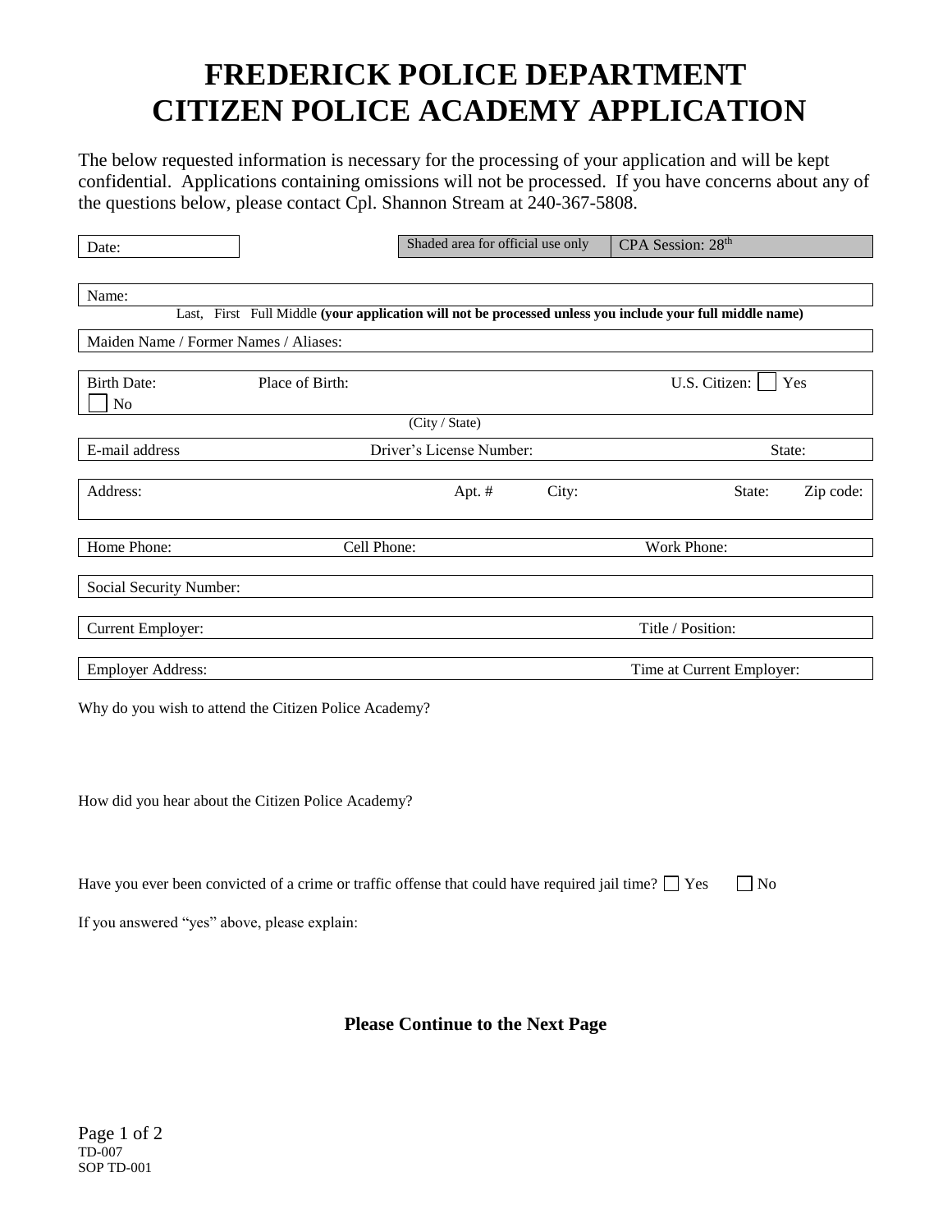# FREDERICK POLICE DEPARTMENT
# CITIZEN POLICE ACADEMY APPLICATION

The below requested information is necessary for the processing of your application and will be kept confidential. Applications containing omissions will not be processed. If you have concerns about any of the questions below, please contact Cpl. Shannon Stream at 240-367-5808.

| Date: | Shaded area for official use only | CPA Session: 28th |
|---|---|---|

Name:

Last, First Full Middle **(your application will not be processed unless you include your full middle name)**

Maiden Name / Former Names / Aliases:

Birth Date: Place of Birth: (City / State) U.S. Citizen: ☐ Yes ☐ No

E-mail address Driver's License Number: State:

Address: Apt. # City: State: Zip code:

Home Phone: Cell Phone: Work Phone:

Social Security Number:

Current Employer: Title / Position:

Employer Address: Time at Current Employer:

Why do you wish to attend the Citizen Police Academy?

How did you hear about the Citizen Police Academy?

Have you ever been convicted of a crime or traffic offense that could have required jail time? ☐ Yes ☐ No

If you answered "yes" above, please explain:

**Please Continue to the Next Page**

TD-007
SOP TD-001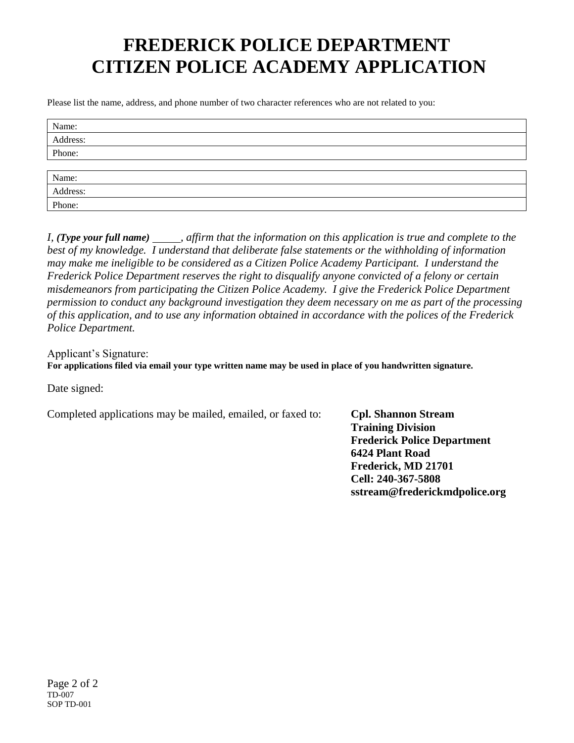# FREDERICK POLICE DEPARTMENT CITIZEN POLICE ACADEMY APPLICATION

Please list the name, address, and phone number of two character references who are not related to you:

| |
|---|
| Name: |
| Address: |
| Phone: |

| |
|---|
| Name: |
| Address: |
| Phone: |

*I, **(Type your full name)** _____, affirm that the information on this application is true and complete to the best of my knowledge. I understand that deliberate false statements or the withholding of information may make me ineligible to be considered as a Citizen Police Academy Participant. I understand the Frederick Police Department reserves the right to disqualify anyone convicted of a felony or certain misdemeanors from participating the Citizen Police Academy. I give the Frederick Police Department permission to conduct any background investigation they deem necessary on me as part of the processing of this application, and to use any information obtained in accordance with the polices of the Frederick Police Department.*

Applicant's Signature:

**For applications filed via email your type written name may be used in place of you handwritten signature.**

Date signed:

Completed applications may be mailed, emailed, or faxed to:

**Cpl. Shannon Stream**
**Training Division**
**Frederick Police Department**
**6424 Plant Road**
**Frederick, MD 21701**
**Cell: 240-367-5808**
**sstream@frederickmdpolice.org**

TD-007
SOP TD-001